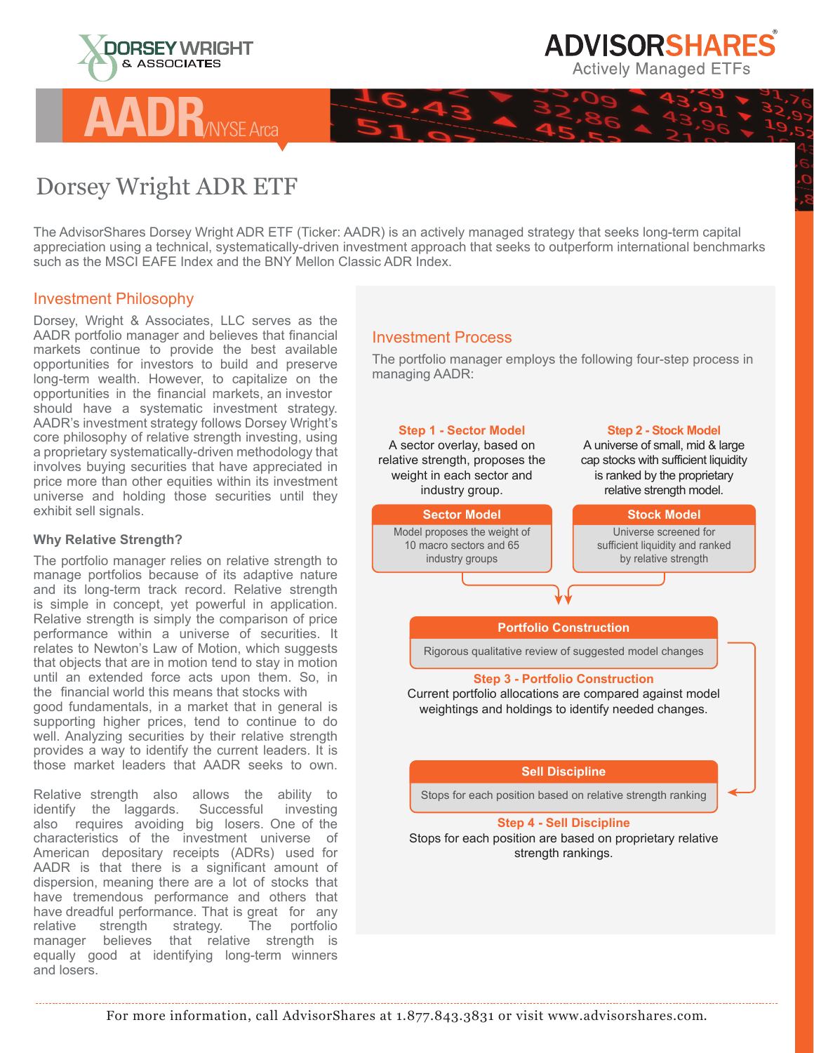DORSEY WRIGHT & ASSOCIATES

ADVISORSHARES
Actively Managed ETFs

# AADR/NYSE Arca

## Dorsey Wright ADR ETF

The AdvisorShares Dorsey Wright ADR ETF (Ticker: AADR) is an actively managed strategy that seeks long-term capital appreciation using a technical, systematically-driven investment approach that seeks to outperform international benchmarks such as the MSCI EAFE Index and the BNY Mellon Classic ADR Index.

### Investment Philosophy

Dorsey, Wright & Associates, LLC serves as the AADR portfolio manager and believes that financial markets continue to provide the best available opportunities for investors to build and preserve long-term wealth. However, to capitalize on the opportunities in the financial markets, an investor should have a systematic investment strategy. AADR's investment strategy follows Dorsey Wright's core philosophy of relative strength investing, using a proprietary systematically-driven methodology that involves buying securities that have appreciated in price more than other equities within its investment universe and holding those securities until they exhibit sell signals.

**Why Relative Strength?**

The portfolio manager relies on relative strength to manage portfolios because of its adaptive nature and its long-term track record. Relative strength is simple in concept, yet powerful in application. Relative strength is simply the comparison of price performance within a universe of securities. It relates to Newton's Law of Motion, which suggests that objects that are in motion tend to stay in motion until an extended force acts upon them. So, in the financial world this means that stocks with good fundamentals, in a market that in general is supporting higher prices, tend to continue to do well. Analyzing securities by their relative strength provides a way to identify the current leaders. It is those market leaders that AADR seeks to own.

Relative strength also allows the ability to identify the laggards. Successful investing also requires avoiding big losers. One of the characteristics of the investment universe of American depositary receipts (ADRs) used for AADR is that there is a significant amount of dispersion, meaning there are a lot of stocks that have tremendous performance and others that have dreadful performance. That is great for any relative strength strategy. The portfolio manager believes that relative strength is equally good at identifying long-term winners and losers.

### Investment Process

The portfolio manager employs the following four-step process in managing AADR:

**Step 1 - Sector Model**
A sector overlay, based on relative strength, proposes the weight in each sector and industry group.

**Sector Model**
Model proposes the weight of 10 macro sectors and 65 industry groups

**Step 2 - Stock Model**
A universe of small, mid & large cap stocks with sufficient liquidity is ranked by the proprietary relative strength model.

**Stock Model**
Universe screened for sufficient liquidity and ranked by relative strength

**Portfolio Construction**
Rigorous qualitative review of suggested model changes

**Step 3 - Portfolio Construction**
Current portfolio allocations are compared against model weightings and holdings to identify needed changes.

**Sell Discipline**
Stops for each position based on relative strength ranking

**Step 4 - Sell Discipline**
Stops for each position are based on proprietary relative strength rankings.

For more information, call AdvisorShares at 1.877.843.3831 or visit www.advisorshares.com.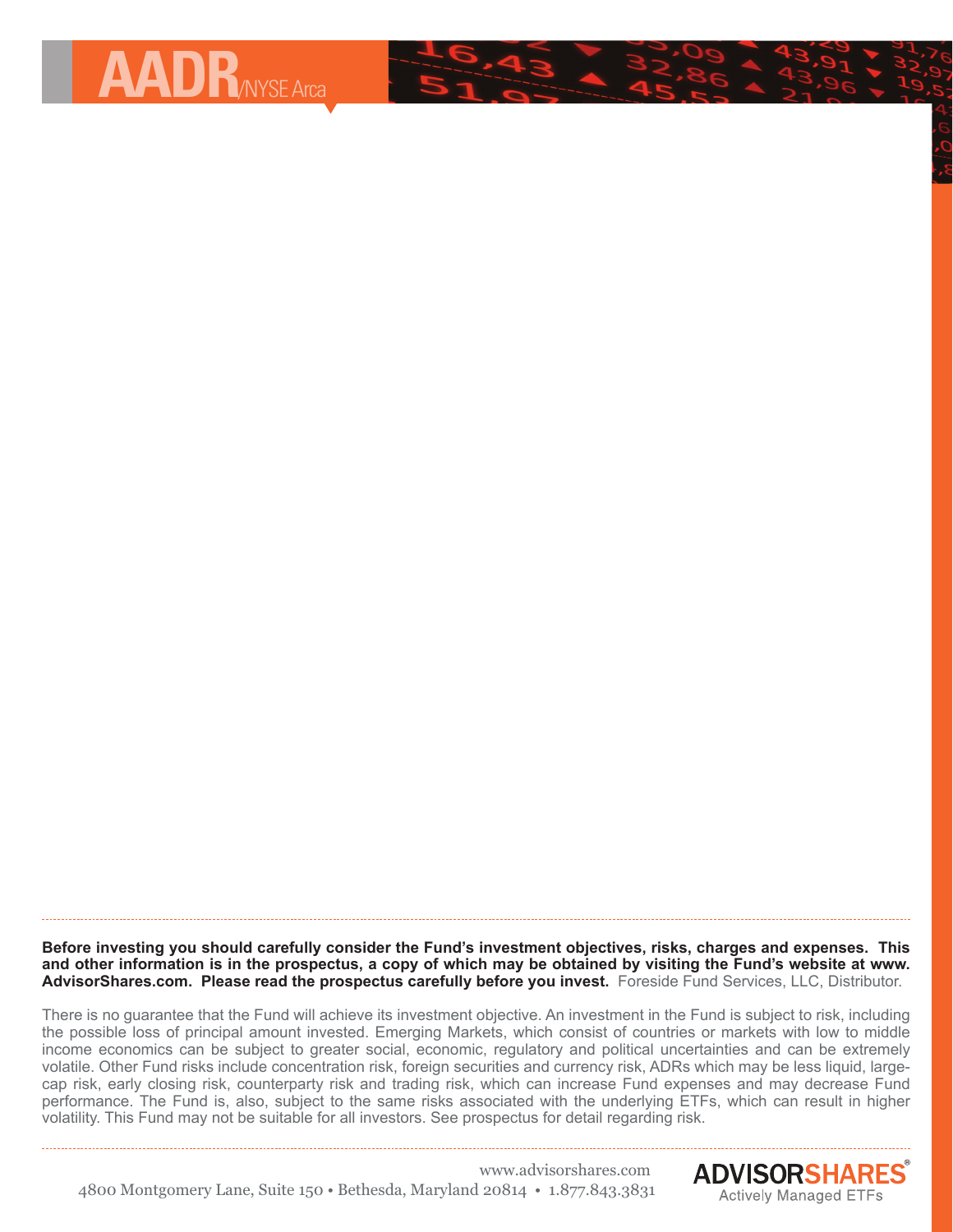# AADR/NYSE Arca

**Before investing you should carefully consider the Fund's investment objectives, risks, charges and expenses. This and other information is in the prospectus, a copy of which may be obtained by visiting the Fund's website at www.AdvisorShares.com. Please read the prospectus carefully before you invest.** Foreside Fund Services, LLC, Distributor.

There is no guarantee that the Fund will achieve its investment objective. An investment in the Fund is subject to risk, including the possible loss of principal amount invested. Emerging Markets, which consist of countries or markets with low to middle income economics can be subject to greater social, economic, regulatory and political uncertainties and can be extremely volatile. Other Fund risks include concentration risk, foreign securities and currency risk, ADRs which may be less liquid, large-cap risk, early closing risk, counterparty risk and trading risk, which can increase Fund expenses and may decrease Fund performance. The Fund is, also, subject to the same risks associated with the underlying ETFs, which can result in higher volatility. This Fund may not be suitable for all investors. See prospectus for detail regarding risk.

www.advisorshares.com
4800 Montgomery Lane, Suite 150 • Bethesda, Maryland 20814 • 1.877.843.3831

ADVISORSHARES®
Actively Managed ETFs